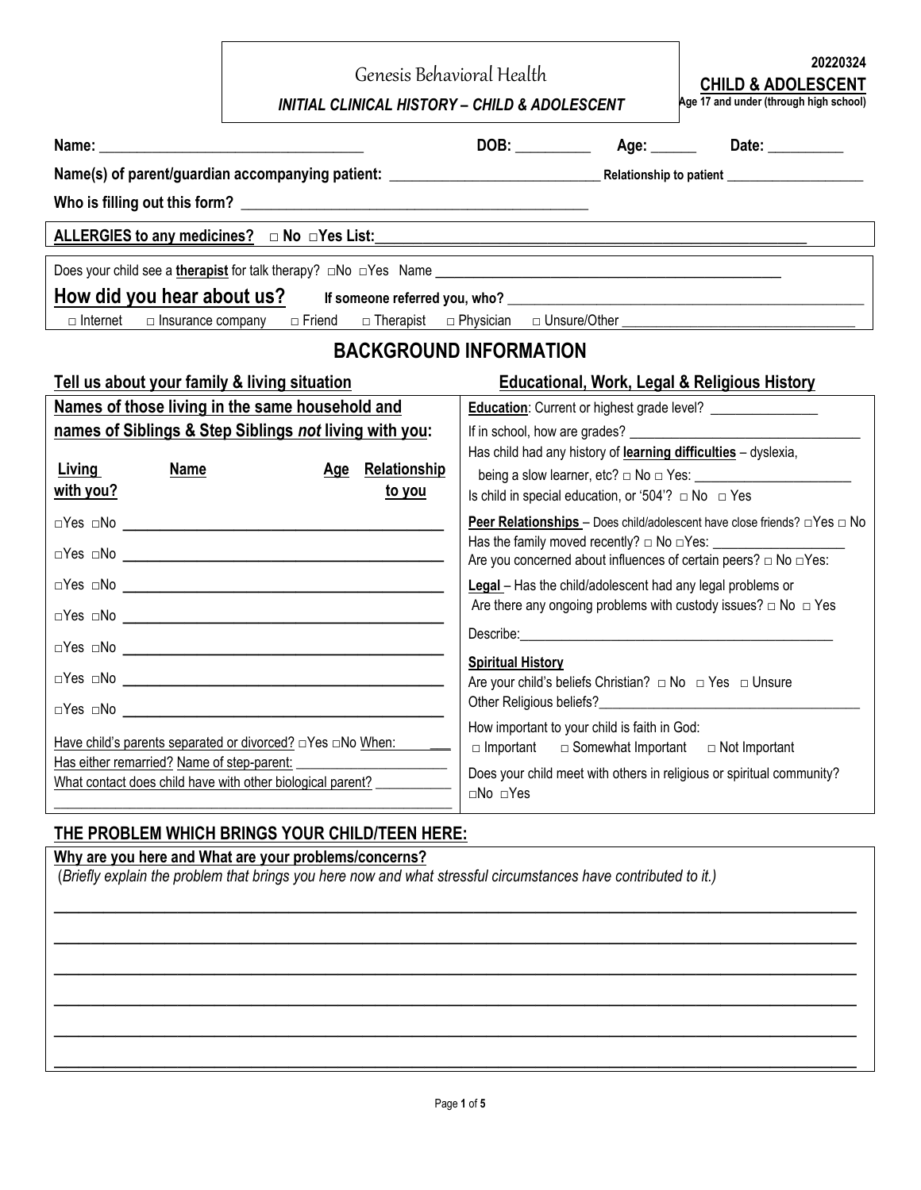Genesis Behavioral Health

***INITIAL CLINICAL HISTORY – CHILD & ADOLESCENT***

**20220324**
**CHILD & ADOLESCENT**
**Age 17 and under (through high school)**

**Name:** ___________________________________ **DOB:** __________ **Age:** ______ **Date:** __________

**Name(s) of parent/guardian accompanying patient:** _____________________________ **Relationship to patient** ____________________

**Who is filling out this form?** _____________________________________________

**ALLERGIES to any medicines?** □ **No** □**Yes List:**___________________________________________________________

Does your child see a **therapist** for talk therapy? □No □Yes Name _______________________________________________

**How did you hear about us?** **If someone referred you, who?** ___________________________________________________

□ Internet □ Insurance company □ Friend □ Therapist □ Physician □ Unsure/Other _________________________________

## BACKGROUND INFORMATION

### Tell us about your family & living situation

**Names of those living in the same household and names of Siblings & Step Siblings *not* living with you:**

| Living with you? | Name | Age | Relationship to you |
|---|---|---|---|
| □Yes □No | | | |
| □Yes □No | | | |
| □Yes □No | | | |
| □Yes □No | | | |
| □Yes □No | | | |
| □Yes □No | | | |
| □Yes □No | | | |

Have child's parents separated or divorced? □Yes □No When: ___

Has either remarried? Name of step-parent: _____________________

What contact does child have with other biological parent? ___________

_____________________________________________________________

### Educational, Work, Legal & Religious History

**Education**: Current or highest grade level? _______________

If in school, how are grades? ________________________________

Has child had any history of **learning difficulties** – dyslexia, being a slow learner, etc? □ No □ Yes: _______________________

Is child in special education, or '504'? □ No □ Yes

**Peer Relationships** – Does child/adolescent have close friends? □Yes □ No

Has the family moved recently? □ No □Yes: __________________

Are you concerned about influences of certain peers? □ No □Yes:

**Legal** – Has the child/adolescent had any legal problems or Are there any ongoing problems with custody issues? □ No □ Yes

Describe:_____________________________________________

**Spiritual History**

Are your child's beliefs Christian? □ No □ Yes □ Unsure

Other Religious beliefs?______________________________________

How important to your child is faith in God:
□ Important □ Somewhat Important □ Not Important

Does your child meet with others in religious or spiritual community?
□No □Yes

## THE PROBLEM WHICH BRINGS YOUR CHILD/TEEN HERE:

**Why are you here and What are your problems/concerns?**

(*Briefly explain the problem that brings you here now and what stressful circumstances have contributed to it.)*

_____________________________________________________________________________________________

_____________________________________________________________________________________________

_____________________________________________________________________________________________

_____________________________________________________________________________________________

_____________________________________________________________________________________________

_____________________________________________________________________________________________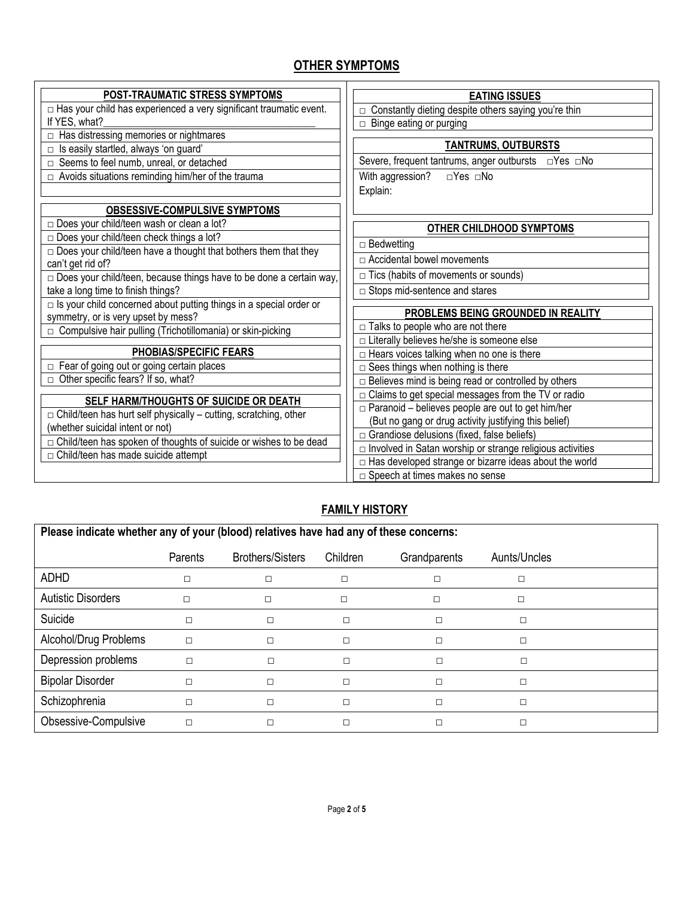## OTHER SYMPTOMS

### POST-TRAUMATIC STRESS SYMPTOMS

- □ Has your child has experienced a very significant traumatic event. If YES, what?\_\_\_\_\_\_\_\_\_\_\_\_\_\_\_\_\_\_\_\_\_\_\_\_\_\_\_\_\_\_\_\_\_\_\_\_
- □ Has distressing memories or nightmares
- □ Is easily startled, always 'on guard'
- □ Seems to feel numb, unreal, or detached
- □ Avoids situations reminding him/her of the trauma

### OBSESSIVE-COMPULSIVE SYMPTOMS

- □ Does your child/teen wash or clean a lot?
- □ Does your child/teen check things a lot?
- □ Does your child/teen have a thought that bothers them that they can't get rid of?
- □ Does your child/teen, because things have to be done a certain way, take a long time to finish things?
- □ Is your child concerned about putting things in a special order or symmetry, or is very upset by mess?
- □ Compulsive hair pulling (Trichotillomania) or skin-picking

### PHOBIAS/SPECIFIC FEARS

- □ Fear of going out or going certain places
- □ Other specific fears? If so, what?

### SELF HARM/THOUGHTS OF SUICIDE OR DEATH

- □ Child/teen has hurt self physically – cutting, scratching, other (whether suicidal intent or not)
- □ Child/teen has spoken of thoughts of suicide or wishes to be dead
- □ Child/teen has made suicide attempt

### EATING ISSUES

- □ Constantly dieting despite others saying you're thin
- □ Binge eating or purging

### TANTRUMS, OUTBURSTS

Severe, frequent tantrums, anger outbursts □Yes □No

With aggression? □Yes □No

Explain:

### OTHER CHILDHOOD SYMPTOMS

- □ Bedwetting
- □ Accidental bowel movements
- □ Tics (habits of movements or sounds)
- □ Stops mid-sentence and stares

### PROBLEMS BEING GROUNDED IN REALITY

- □ Talks to people who are not there
- □ Literally believes he/she is someone else
- □ Hears voices talking when no one is there
- □ Sees things when nothing is there
- □ Believes mind is being read or controlled by others
- □ Claims to get special messages from the TV or radio
- □ Paranoid – believes people are out to get him/her (But no gang or drug activity justifying this belief)
- □ Grandiose delusions (fixed, false beliefs)
- □ Involved in Satan worship or strange religious activities
- □ Has developed strange or bizarre ideas about the world
- □ Speech at times makes no sense

## FAMILY HISTORY

**Please indicate whether any of your (blood) relatives have had any of these concerns:**

| | Parents | Brothers/Sisters | Children | Grandparents | Aunts/Uncles |
|---|---|---|---|---|---|
| ADHD | □ | □ | □ | □ | □ |
| Autistic Disorders | □ | □ | □ | □ | □ |
| Suicide | □ | □ | □ | □ | □ |
| Alcohol/Drug Problems | □ | □ | □ | □ | □ |
| Depression problems | □ | □ | □ | □ | □ |
| Bipolar Disorder | □ | □ | □ | □ | □ |
| Schizophrenia | □ | □ | □ | □ | □ |
| Obsessive-Compulsive | □ | □ | □ | □ | □ |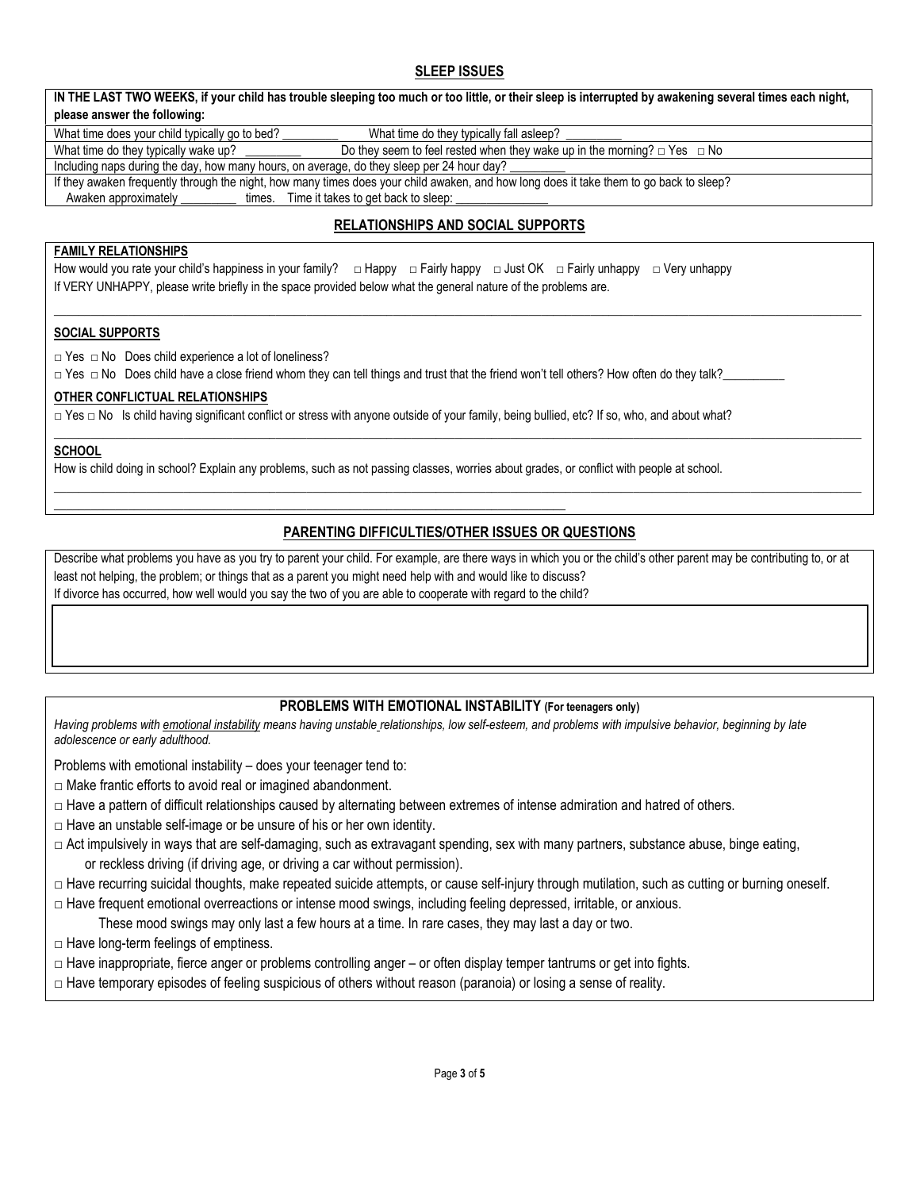## SLEEP ISSUES

**IN THE LAST TWO WEEKS, if your child has trouble sleeping too much or too little, or their sleep is interrupted by awakening several times each night, please answer the following:**

What time does your child typically go to bed? _________ What time do they typically fall asleep? _________

What time do they typically wake up? _________ Do they seem to feel rested when they wake up in the morning? □ Yes □ No

Including naps during the day, how many hours, on average, do they sleep per 24 hour day? _________

If they awaken frequently through the night, how many times does your child awaken, and how long does it take them to go back to sleep?

Awaken approximately _________ times. Time it takes to get back to sleep: _______________

## RELATIONSHIPS AND SOCIAL SUPPORTS

**FAMILY RELATIONSHIPS**

How would you rate your child's happiness in your family? □ Happy □ Fairly happy □ Just OK □ Fairly unhappy □ Very unhappy

If VERY UNHAPPY, please write briefly in the space provided below what the general nature of the problems are.

______________________________________________________________________________________________

**SOCIAL SUPPORTS**

□ Yes □ No Does child experience a lot of loneliness?

□ Yes □ No Does child have a close friend whom they can tell things and trust that the friend won't tell others? How often do they talk?__________

**OTHER CONFLICTUAL RELATIONSHIPS**

□ Yes □ No Is child having significant conflict or stress with anyone outside of your family, being bullied, etc? If so, who, and about what?

______________________________________________________________________________________________

**SCHOOL**

How is child doing in school? Explain any problems, such as not passing classes, worries about grades, or conflict with people at school.

______________________________________________________________________________________________

______________________________________________________________________________________________

## PARENTING DIFFICULTIES/OTHER ISSUES OR QUESTIONS

Describe what problems you have as you try to parent your child. For example, are there ways in which you or the child's other parent may be contributing to, or at least not helping, the problem; or things that as a parent you might need help with and would like to discuss?

If divorce has occurred, how well would you say the two of you are able to cooperate with regard to the child?

## PROBLEMS WITH EMOTIONAL INSTABILITY (For teenagers only)

*Having problems with emotional instability means having unstable relationships, low self-esteem, and problems with impulsive behavior, beginning by late adolescence or early adulthood.*

Problems with emotional instability – does your teenager tend to:

□ Make frantic efforts to avoid real or imagined abandonment.

□ Have a pattern of difficult relationships caused by alternating between extremes of intense admiration and hatred of others.

□ Have an unstable self-image or be unsure of his or her own identity.

□ Act impulsively in ways that are self-damaging, such as extravagant spending, sex with many partners, substance abuse, binge eating, or reckless driving (if driving age, or driving a car without permission).

□ Have recurring suicidal thoughts, make repeated suicide attempts, or cause self-injury through mutilation, such as cutting or burning oneself.

□ Have frequent emotional overreactions or intense mood swings, including feeling depressed, irritable, or anxious. These mood swings may only last a few hours at a time. In rare cases, they may last a day or two.

□ Have long-term feelings of emptiness.

□ Have inappropriate, fierce anger or problems controlling anger – or often display temper tantrums or get into fights.

□ Have temporary episodes of feeling suspicious of others without reason (paranoia) or losing a sense of reality.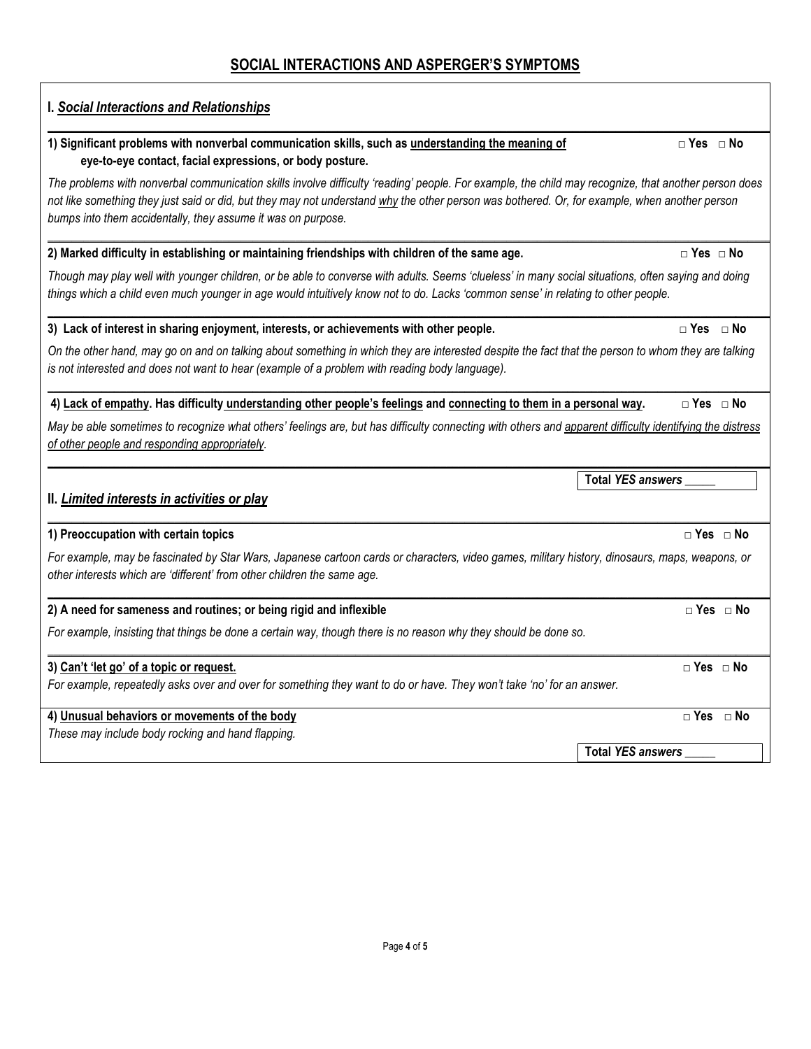# SOCIAL INTERACTIONS AND ASPERGER'S SYMPTOMS

## I. *Social Interactions and Relationships*

**1) Significant problems with nonverbal communication skills, such as understanding the meaning of eye-to-eye contact, facial expressions, or body posture.** □ Yes □ No

*The problems with nonverbal communication skills involve difficulty 'reading' people. For example, the child may recognize, that another person does not like something they just said or did, but they may not understand why the other person was bothered. Or, for example, when another person bumps into them accidentally, they assume it was on purpose.*

**2) Marked difficulty in establishing or maintaining friendships with children of the same age.** □ Yes □ No

*Though may play well with younger children, or be able to converse with adults. Seems 'clueless' in many social situations, often saying and doing things which a child even much younger in age would intuitively know not to do. Lacks 'common sense' in relating to other people.*

**3) Lack of interest in sharing enjoyment, interests, or achievements with other people.** □ Yes □ No

*On the other hand, may go on and on talking about something in which they are interested despite the fact that the person to whom they are talking is not interested and does not want to hear (example of a problem with reading body language).*

**4) Lack of empathy. Has difficulty understanding other people's feelings and connecting to them in a personal way.** □ Yes □ No

*May be able sometimes to recognize what others' feelings are, but has difficulty connecting with others and apparent difficulty identifying the distress of other people and responding appropriately.*

**Total *YES answers* _____**

## II. *Limited interests in activities or play*

**1) Preoccupation with certain topics** □ Yes □ No

*For example, may be fascinated by Star Wars, Japanese cartoon cards or characters, video games, military history, dinosaurs, maps, weapons, or other interests which are 'different' from other children the same age.*

**2) A need for sameness and routines; or being rigid and inflexible** □ Yes □ No

*For example, insisting that things be done a certain way, though there is no reason why they should be done so.*

**3) Can't 'let go' of a topic or request.** □ Yes □ No

*For example, repeatedly asks over and over for something they want to do or have. They won't take 'no' for an answer.*

**4) Unusual behaviors or movements of the body** □ Yes □ No

*These may include body rocking and hand flapping.*

**Total *YES answers* _____**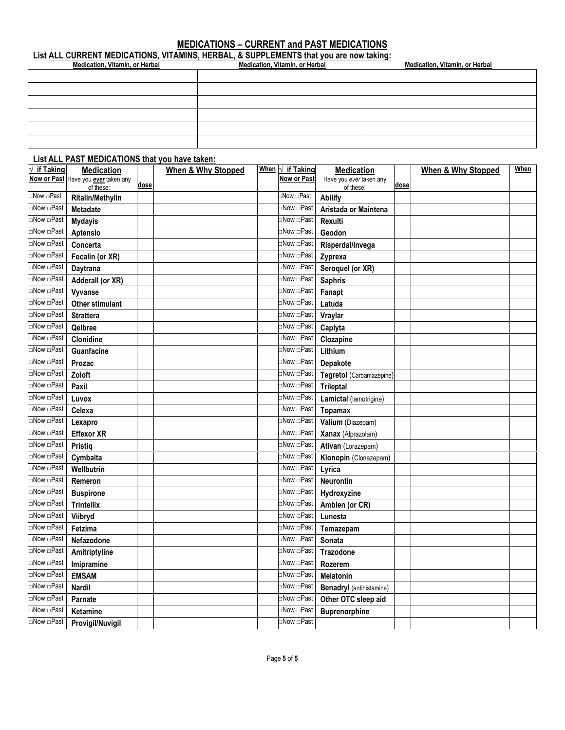## MEDICATIONS – CURRENT and PAST MEDICATIONS

### List ALL CURRENT MEDICATIONS, VITAMINS, HERBAL, & SUPPLEMENTS that you are now taking:

| Medication, Vitamin, or Herbal | Medication, Vitamin, or Herbal | Medication, Vitamin, or Herbal |
|---|---|---|
| | | |
| | | |
| | | |
| | | |
| | | |
| | | |

### List ALL PAST MEDICATIONS that you have taken:

| √ if Taking Now or Past | Medication Have you *ever* taken any of these: | dose | When & Why Stopped | When | √ if Taking Now or Past | Medication Have you *ever* taken any of these: | dose | When & Why Stopped | When |
|---|---|---|---|---|---|---|---|---|---|
| □Now □Past | **Ritalin/Methylin** | | | | □Now □Past | **Abilify** | | | |
| □Now □Past | **Metadate** | | | | □Now □Past | **Aristada or Maintena** | | | |
| □Now □Past | **Mydayis** | | | | □Now □Past | **Rexulti** | | | |
| □Now □Past | **Aptensio** | | | | □Now □Past | **Geodon** | | | |
| □Now □Past | **Concerta** | | | | □Now □Past | **Risperdal/Invega** | | | |
| □Now □Past | **Focalin (or XR)** | | | | □Now □Past | **Zyprexa** | | | |
| □Now □Past | **Daytrana** | | | | □Now □Past | **Seroquel (or XR)** | | | |
| □Now □Past | **Adderall (or XR)** | | | | □Now □Past | **Saphris** | | | |
| □Now □Past | **Vyvanse** | | | | □Now □Past | **Fanapt** | | | |
| □Now □Past | **Other stimulant** | | | | □Now □Past | **Latuda** | | | |
| □Now □Past | **Strattera** | | | | □Now □Past | **Vraylar** | | | |
| □Now □Past | **Qelbree** | | | | □Now □Past | **Caplyta** | | | |
| □Now □Past | **Clonidine** | | | | □Now □Past | **Clozapine** | | | |
| □Now □Past | **Guanfacine** | | | | □Now □Past | **Lithium** | | | |
| □Now □Past | **Prozac** | | | | □Now □Past | **Depakote** | | | |
| □Now □Past | **Zoloft** | | | | □Now □Past | **Tegretol** (Carbamazepine) | | | |
| □Now □Past | **Paxil** | | | | □Now □Past | **Trileptal** | | | |
| □Now □Past | **Luvox** | | | | □Now □Past | **Lamictal** (lamotrigine) | | | |
| □Now □Past | **Celexa** | | | | □Now □Past | **Topamax** | | | |
| □Now □Past | **Lexapro** | | | | □Now □Past | **Valium** (Diazepam) | | | |
| □Now □Past | **Effexor XR** | | | | □Now □Past | **Xanax** (Alprazolam) | | | |
| □Now □Past | **Pristiq** | | | | □Now □Past | **Ativan** (Lorazepam) | | | |
| □Now □Past | **Cymbalta** | | | | □Now □Past | **Klonopin** (Clonazepam) | | | |
| □Now □Past | **Wellbutrin** | | | | □Now □Past | **Lyrica** | | | |
| □Now □Past | **Remeron** | | | | □Now □Past | **Neurontin** | | | |
| □Now □Past | **Buspirone** | | | | □Now □Past | **Hydroxyzine** | | | |
| □Now □Past | **Trintellix** | | | | □Now □Past | **Ambien (or CR)** | | | |
| □Now □Past | **Viibryd** | | | | □Now □Past | **Lunesta** | | | |
| □Now □Past | **Fetzima** | | | | □Now □Past | **Temazepam** | | | |
| □Now □Past | **Nefazodone** | | | | □Now □Past | **Sonata** | | | |
| □Now □Past | **Amitriptyline** | | | | □Now □Past | **Trazodone** | | | |
| □Now □Past | **Imipramine** | | | | □Now □Past | **Rozerem** | | | |
| □Now □Past | **EMSAM** | | | | □Now □Past | **Melatonin** | | | |
| □Now □Past | **Nardil** | | | | □Now □Past | **Benadryl** (antihistamine) | | | |
| □Now □Past | **Parnate** | | | | □Now □Past | **Other OTC sleep aid** | | | |
| □Now □Past | **Ketamine** | | | | □Now □Past | **Buprenorphine** | | | |
| □Now □Past | **Provigil/Nuvigil** | | | | □Now □Past | | | | |